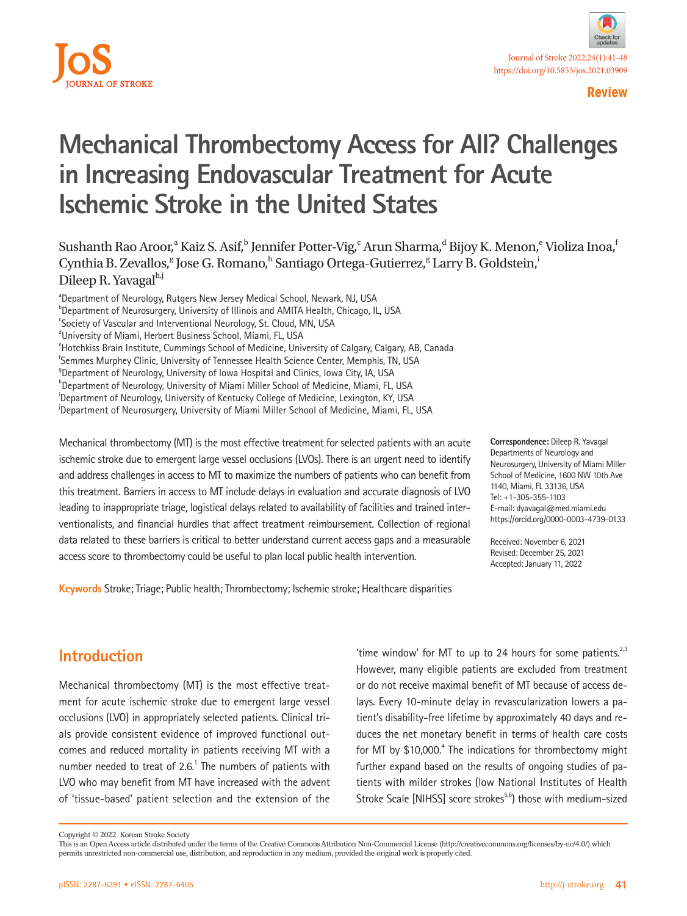Review

# Mechanical Thrombectomy Access for All? Challenges in Increasing Endovascular Treatment for Acute Ischemic Stroke in the United States

Sushanth Rao Aroor,[a] Kaiz S. Asif,[b] Jennifer Potter-Vig,[c] Arun Sharma,[d] Bijoy K. Menon,[e] Violiza Inoa,[f] Cynthia B. Zevallos,[g] Jose G. Romano,[h] Santiago Ortega-Gutierrez,[g] Larry B. Goldstein,[i] Dileep R. Yavagal[h,j]

[a]Department of Neurology, Rutgers New Jersey Medical School, Newark, NJ, USA
[b]Department of Neurosurgery, University of Illinois and AMITA Health, Chicago, IL, USA
[c]Society of Vascular and Interventional Neurology, St. Cloud, MN, USA
[d]University of Miami, Herbert Business School, Miami, FL, USA
[e]Hotchkiss Brain Institute, Cummings School of Medicine, University of Calgary, Calgary, AB, Canada
[f]Semmes Murphey Clinic, University of Tennessee Health Science Center, Memphis, TN, USA
[g]Department of Neurology, University of Iowa Hospital and Clinics, Iowa City, IA, USA
[h]Department of Neurology, University of Miami Miller School of Medicine, Miami, FL, USA
[i]Department of Neurology, University of Kentucky College of Medicine, Lexington, KY, USA
[j]Department of Neurosurgery, University of Miami Miller School of Medicine, Miami, FL, USA

Mechanical thrombectomy (MT) is the most effective treatment for selected patients with an acute ischemic stroke due to emergent large vessel occlusions (LVOs). There is an urgent need to identify and address challenges in access to MT to maximize the numbers of patients who can benefit from this treatment. Barriers in access to MT include delays in evaluation and accurate diagnosis of LVO leading to inappropriate triage, logistical delays related to availability of facilities and trained interventionalists, and financial hurdles that affect treatment reimbursement. Collection of regional data related to these barriers is critical to better understand current access gaps and a measurable access score to thrombectomy could be useful to plan local public health intervention.

**Keywords** Stroke; Triage; Public health; Thrombectomy; Ischemic stroke; Healthcare disparities

**Correspondence:** Dileep R. Yavagal
Departments of Neurology and Neurosurgery, University of Miami Miller School of Medicine, 1600 NW 10th Ave 1140, Miami, FL 33136, USA
Tel: +1-305-355-1103
E-mail: dyavagal@med.miami.edu
https://orcid.org/0000-0003-4739-0133

Received: November 6, 2021
Revised: December 25, 2021
Accepted: January 11, 2022

## Introduction

Mechanical thrombectomy (MT) is the most effective treatment for acute ischemic stroke due to emergent large vessel occlusions (LVO) in appropriately selected patients. Clinical trials provide consistent evidence of improved functional outcomes and reduced mortality in patients receiving MT with a number needed to treat of 2.6.[1] The numbers of patients with LVO who may benefit from MT have increased with the advent of 'tissue-based' patient selection and the extension of the 'time window' for MT to up to 24 hours for some patients.[2,3] However, many eligible patients are excluded from treatment or do not receive maximal benefit of MT because of access delays. Every 10-minute delay in revascularization lowers a patient's disability-free lifetime by approximately 40 days and reduces the net monetary benefit in terms of health care costs for MT by $10,000.[4] The indications for thrombectomy might further expand based on the results of ongoing studies of patients with milder strokes (low National Institutes of Health Stroke Scale [NIHSS] score strokes[5,6]) those with medium-sized

Copyright © 2022 Korean Stroke Society
This is an Open Access article distributed under the terms of the Creative Commons Attribution Non-Commercial License (http://creativecommons.org/licenses/by-nc/4.0/) which permits unrestricted non-commercial use, distribution, and reproduction in any medium, provided the original work is properly cited.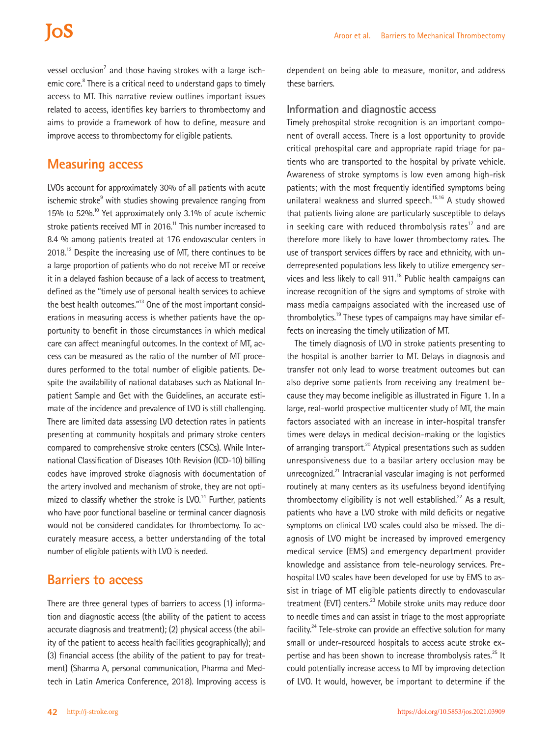vessel occlusion[7] and those having strokes with a large ischemic core.[8] There is a critical need to understand gaps to timely access to MT. This narrative review outlines important issues related to access, identifies key barriers to thrombectomy and aims to provide a framework of how to define, measure and improve access to thrombectomy for eligible patients.

## Measuring access

LVOs account for approximately 30% of all patients with acute ischemic stroke[9] with studies showing prevalence ranging from 15% to 52%.[10] Yet approximately only 3.1% of acute ischemic stroke patients received MT in 2016.[11] This number increased to 8.4 % among patients treated at 176 endovascular centers in 2018.[12] Despite the increasing use of MT, there continues to be a large proportion of patients who do not receive MT or receive it in a delayed fashion because of a lack of access to treatment, defined as the "timely use of personal health services to achieve the best health outcomes."[13] One of the most important considerations in measuring access is whether patients have the opportunity to benefit in those circumstances in which medical care can affect meaningful outcomes. In the context of MT, access can be measured as the ratio of the number of MT procedures performed to the total number of eligible patients. Despite the availability of national databases such as National Inpatient Sample and Get with the Guidelines, an accurate estimate of the incidence and prevalence of LVO is still challenging. There are limited data assessing LVO detection rates in patients presenting at community hospitals and primary stroke centers compared to comprehensive stroke centers (CSCs). While International Classification of Diseases 10th Revision (ICD-10) billing codes have improved stroke diagnosis with documentation of the artery involved and mechanism of stroke, they are not optimized to classify whether the stroke is LVO.[14] Further, patients who have poor functional baseline or terminal cancer diagnosis would not be considered candidates for thrombectomy. To accurately measure access, a better understanding of the total number of eligible patients with LVO is needed.

## Barriers to access

There are three general types of barriers to access (1) information and diagnostic access (the ability of the patient to access accurate diagnosis and treatment); (2) physical access (the ability of the patient to access health facilities geographically); and (3) financial access (the ability of the patient to pay for treatment) (Sharma A, personal communication, Pharma and Medtech in Latin America Conference, 2018). Improving access is dependent on being able to measure, monitor, and address these barriers.

### Information and diagnostic access

Timely prehospital stroke recognition is an important component of overall access. There is a lost opportunity to provide critical prehospital care and appropriate rapid triage for patients who are transported to the hospital by private vehicle. Awareness of stroke symptoms is low even among high-risk patients; with the most frequently identified symptoms being unilateral weakness and slurred speech.[15,16] A study showed that patients living alone are particularly susceptible to delays in seeking care with reduced thrombolysis rates[17] and are therefore more likely to have lower thrombectomy rates. The use of transport services differs by race and ethnicity, with underrepresented populations less likely to utilize emergency services and less likely to call 911.[18] Public health campaigns can increase recognition of the signs and symptoms of stroke with mass media campaigns associated with the increased use of thrombolytics.[19] These types of campaigns may have similar effects on increasing the timely utilization of MT.

The timely diagnosis of LVO in stroke patients presenting to the hospital is another barrier to MT. Delays in diagnosis and transfer not only lead to worse treatment outcomes but can also deprive some patients from receiving any treatment because they may become ineligible as illustrated in Figure 1. In a large, real-world prospective multicenter study of MT, the main factors associated with an increase in inter-hospital transfer times were delays in medical decision-making or the logistics of arranging transport.[20] Atypical presentations such as sudden unresponsiveness due to a basilar artery occlusion may be unrecognized.[21] Intracranial vascular imaging is not performed routinely at many centers as its usefulness beyond identifying thrombectomy eligibility is not well established.[22] As a result, patients who have a LVO stroke with mild deficits or negative symptoms on clinical LVO scales could also be missed. The diagnosis of LVO might be increased by improved emergency medical service (EMS) and emergency department provider knowledge and assistance from tele-neurology services. Prehospital LVO scales have been developed for use by EMS to assist in triage of MT eligible patients directly to endovascular treatment (EVT) centers.[23] Mobile stroke units may reduce door to needle times and can assist in triage to the most appropriate facility.[24] Tele-stroke can provide an effective solution for many small or under-resourced hospitals to access acute stroke expertise and has been shown to increase thrombolysis rates.[25] It could potentially increase access to MT by improving detection of LVO. It would, however, be important to determine if the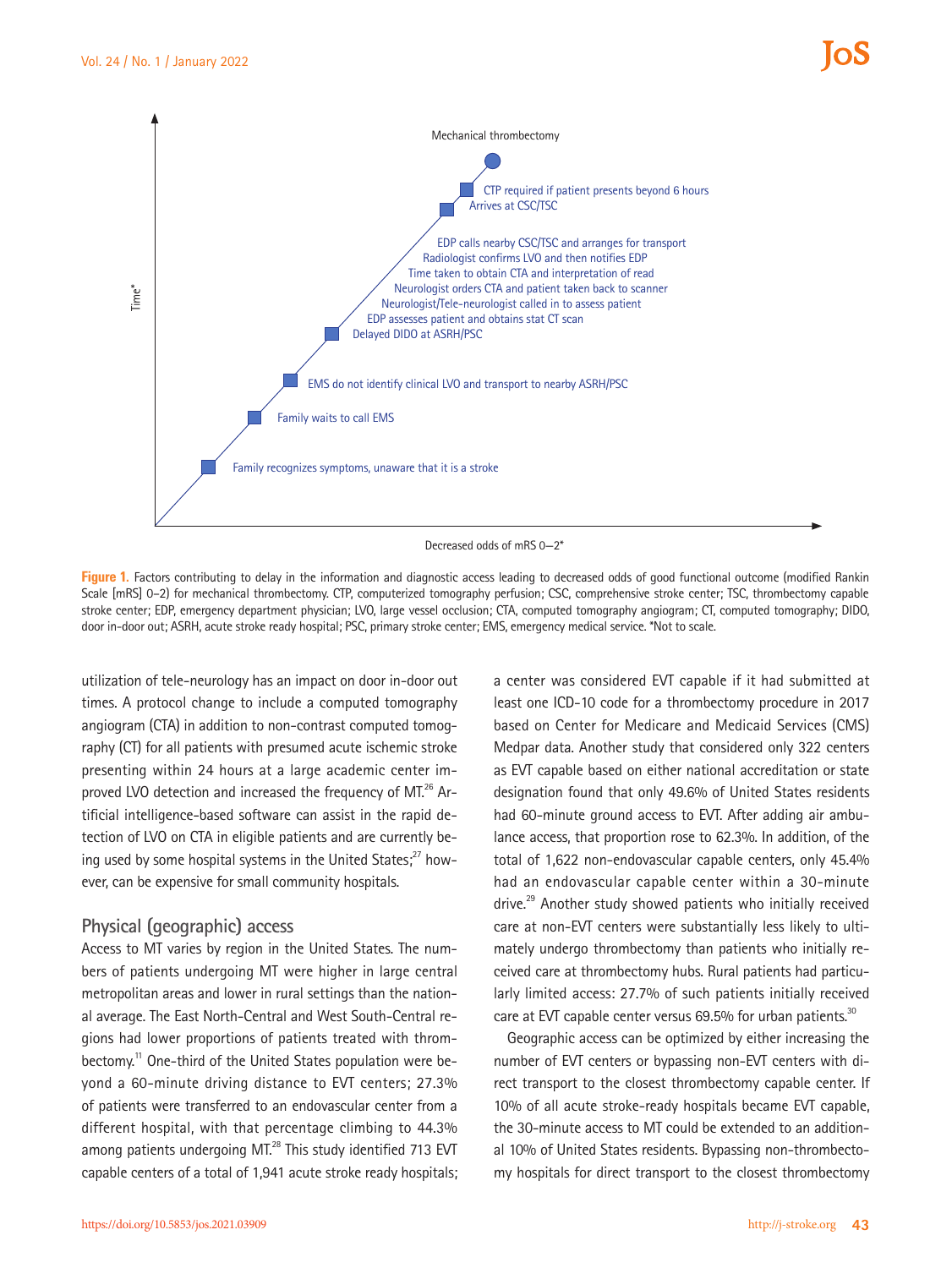Mechanical thrombectomy

CTP required if patient presents beyond 6 hours
Arrives at CSC/TSC

EDP calls nearby CSC/TSC and arranges for transport
Radiologist confirms LVO and then notifies EDP
Time taken to obtain CTA and interpretation of read
Neurologist orders CTA and patient taken back to scanner
Neurologist/Tele-neurologist called in to assess patient
EDP assesses patient and obtains stat CT scan
Delayed DIDO at ASRH/PSC

EMS do not identify clinical LVO and transport to nearby ASRH/PSC

Family waits to call EMS

Family recognizes symptoms, unaware that it is a stroke

Time*

Decreased odds of mRS 0–2*

**Figure 1.** Factors contributing to delay in the information and diagnostic access leading to decreased odds of good functional outcome (modified Rankin Scale [mRS] 0–2) for mechanical thrombectomy. CTP, computerized tomography perfusion; CSC, comprehensive stroke center; TSC, thrombectomy capable stroke center; EDP, emergency department physician; LVO, large vessel occlusion; CTA, computed tomography angiogram; CT, computed tomography; DIDO, door in-door out; ASRH, acute stroke ready hospital; PSC, primary stroke center; EMS, emergency medical service. *Not to scale.

utilization of tele-neurology has an impact on door in-door out times. A protocol change to include a computed tomography angiogram (CTA) in addition to non-contrast computed tomography (CT) for all patients with presumed acute ischemic stroke presenting within 24 hours at a large academic center improved LVO detection and increased the frequency of MT.[26] Artificial intelligence-based software can assist in the rapid detection of LVO on CTA in eligible patients and are currently being used by some hospital systems in the United States;[27] however, can be expensive for small community hospitals.

## Physical (geographic) access

Access to MT varies by region in the United States. The numbers of patients undergoing MT were higher in large central metropolitan areas and lower in rural settings than the national average. The East North-Central and West South-Central regions had lower proportions of patients treated with thrombectomy.[11] One-third of the United States population were beyond a 60-minute driving distance to EVT centers; 27.3% of patients were transferred to an endovascular center from a different hospital, with that percentage climbing to 44.3% among patients undergoing MT.[28] This study identified 713 EVT capable centers of a total of 1,941 acute stroke ready hospitals; a center was considered EVT capable if it had submitted at least one ICD-10 code for a thrombectomy procedure in 2017 based on Center for Medicare and Medicaid Services (CMS) Medpar data. Another study that considered only 322 centers as EVT capable based on either national accreditation or state designation found that only 49.6% of United States residents had 60-minute ground access to EVT. After adding air ambulance access, that proportion rose to 62.3%. In addition, of the total of 1,622 non-endovascular capable centers, only 45.4% had an endovascular capable center within a 30-minute drive.[29] Another study showed patients who initially received care at non-EVT centers were substantially less likely to ultimately undergo thrombectomy than patients who initially received care at thrombectomy hubs. Rural patients had particularly limited access: 27.7% of such patients initially received care at EVT capable center versus 69.5% for urban patients.[30]

Geographic access can be optimized by either increasing the number of EVT centers or bypassing non-EVT centers with direct transport to the closest thrombectomy capable center. If 10% of all acute stroke-ready hospitals became EVT capable, the 30-minute access to MT could be extended to an additional 10% of United States residents. Bypassing non-thrombectomy hospitals for direct transport to the closest thrombectomy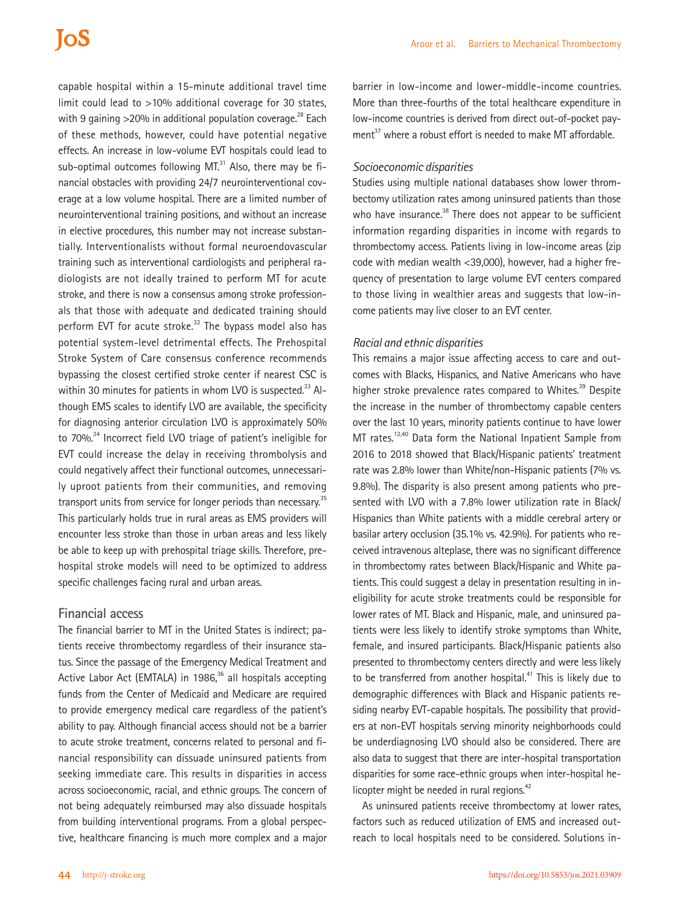capable hospital within a 15-minute additional travel time limit could lead to >10% additional coverage for 30 states, with 9 gaining >20% in additional population coverage.[28] Each of these methods, however, could have potential negative effects. An increase in low-volume EVT hospitals could lead to sub-optimal outcomes following MT.[31] Also, there may be financial obstacles with providing 24/7 neurointerventional coverage at a low volume hospital. There are a limited number of neurointerventional training positions, and without an increase in elective procedures, this number may not increase substantially. Interventionalists without formal neuroendovascular training such as interventional cardiologists and peripheral radiologists are not ideally trained to perform MT for acute stroke, and there is now a consensus among stroke professionals that those with adequate and dedicated training should perform EVT for acute stroke.[32] The bypass model also has potential system-level detrimental effects. The Prehospital Stroke System of Care consensus conference recommends bypassing the closest certified stroke center if nearest CSC is within 30 minutes for patients in whom LVO is suspected.[33] Although EMS scales to identify LVO are available, the specificity for diagnosing anterior circulation LVO is approximately 50% to 70%.[34] Incorrect field LVO triage of patient's ineligible for EVT could increase the delay in receiving thrombolysis and could negatively affect their functional outcomes, unnecessarily uproot patients from their communities, and removing transport units from service for longer periods than necessary.[35] This particularly holds true in rural areas as EMS providers will encounter less stroke than those in urban areas and less likely be able to keep up with prehospital triage skills. Therefore, prehospital stroke models will need to be optimized to address specific challenges facing rural and urban areas.

## Financial access

The financial barrier to MT in the United States is indirect; patients receive thrombectomy regardless of their insurance status. Since the passage of the Emergency Medical Treatment and Active Labor Act (EMTALA) in 1986,[36] all hospitals accepting funds from the Center of Medicaid and Medicare are required to provide emergency medical care regardless of the patient's ability to pay. Although financial access should not be a barrier to acute stroke treatment, concerns related to personal and financial responsibility can dissuade uninsured patients from seeking immediate care. This results in disparities in access across socioeconomic, racial, and ethnic groups. The concern of not being adequately reimbursed may also dissuade hospitals from building interventional programs. From a global perspective, healthcare financing is much more complex and a major barrier in low-income and lower-middle-income countries. More than three-fourths of the total healthcare expenditure in low-income countries is derived from direct out-of-pocket payment[37] where a robust effort is needed to make MT affordable.

### *Socioeconomic disparities*

Studies using multiple national databases show lower thrombectomy utilization rates among uninsured patients than those who have insurance.[38] There does not appear to be sufficient information regarding disparities in income with regards to thrombectomy access. Patients living in low-income areas (zip code with median wealth <39,000), however, had a higher frequency of presentation to large volume EVT centers compared to those living in wealthier areas and suggests that low-income patients may live closer to an EVT center.

### *Racial and ethnic disparities*

This remains a major issue affecting access to care and outcomes with Blacks, Hispanics, and Native Americans who have higher stroke prevalence rates compared to Whites.[39] Despite the increase in the number of thrombectomy capable centers over the last 10 years, minority patients continue to have lower MT rates.[12,40] Data form the National Inpatient Sample from 2016 to 2018 showed that Black/Hispanic patients' treatment rate was 2.8% lower than White/non-Hispanic patients (7% vs. 9.8%). The disparity is also present among patients who presented with LVO with a 7.8% lower utilization rate in Black/Hispanics than White patients with a middle cerebral artery or basilar artery occlusion (35.1% vs. 42.9%). For patients who received intravenous alteplase, there was no significant difference in thrombectomy rates between Black/Hispanic and White patients. This could suggest a delay in presentation resulting in ineligibility for acute stroke treatments could be responsible for lower rates of MT. Black and Hispanic, male, and uninsured patients were less likely to identify stroke symptoms than White, female, and insured participants. Black/Hispanic patients also presented to thrombectomy centers directly and were less likely to be transferred from another hospital.[41] This is likely due to demographic differences with Black and Hispanic patients residing nearby EVT-capable hospitals. The possibility that providers at non-EVT hospitals serving minority neighborhoods could be underdiagnosing LVO should also be considered. There are also data to suggest that there are inter-hospital transportation disparities for some race-ethnic groups when inter-hospital helicopter might be needed in rural regions.[42]

As uninsured patients receive thrombectomy at lower rates, factors such as reduced utilization of EMS and increased outreach to local hospitals need to be considered. Solutions in-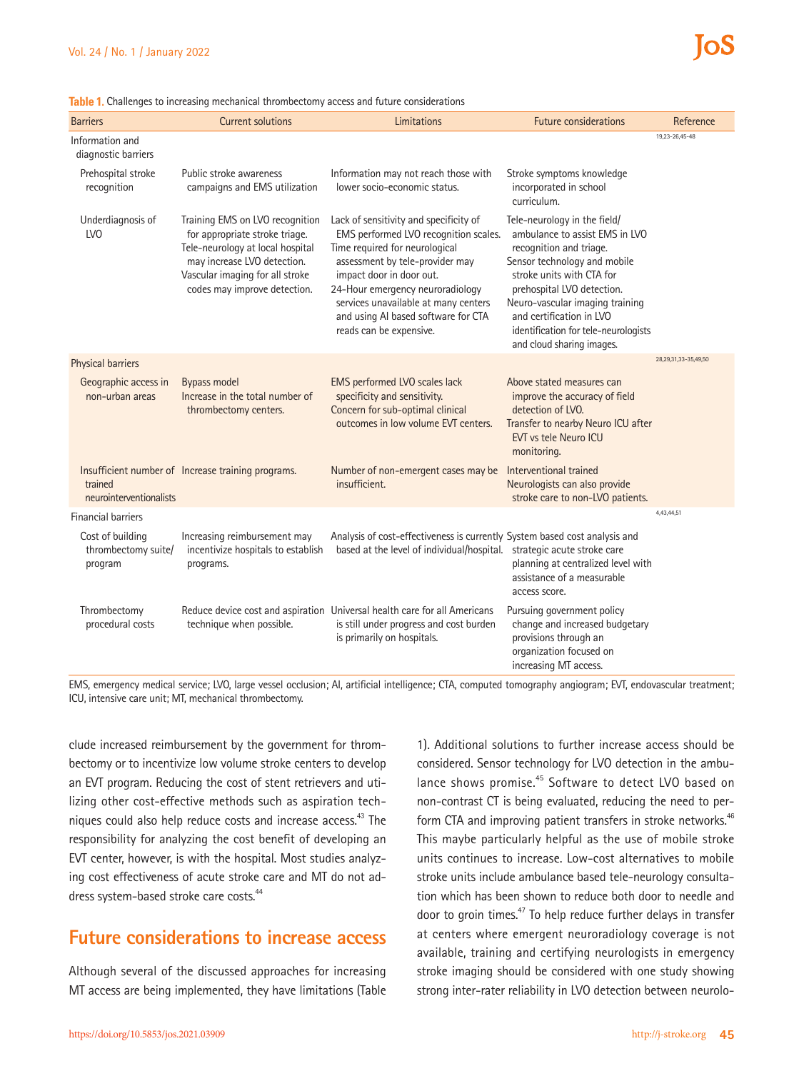**Table 1.** Challenges to increasing mechanical thrombectomy access and future considerations

| Barriers | Current solutions | Limitations | Future considerations | Reference |
|---|---|---|---|---|
| Information and diagnostic barriers | | | | 19,23-26,45-48 |
| Prehospital stroke recognition | Public stroke awareness campaigns and EMS utilization | Information may not reach those with lower socio-economic status. | Stroke symptoms knowledge incorporated in school curriculum. | |
| Underdiagnosis of LVO | Training EMS on LVO recognition for appropriate stroke triage.<br>Tele-neurology at local hospital may increase LVO detection.<br>Vascular imaging for all stroke codes may improve detection. | Lack of sensitivity and specificity of EMS performed LVO recognition scales.<br>Time required for neurological assessment by tele-provider may impact door in door out.<br>24-Hour emergency neuroradiology services unavailable at many centers and using AI based software for CTA reads can be expensive. | Tele-neurology in the field/ambulance to assist EMS in LVO recognition and triage.<br>Sensor technology and mobile stroke units with CTA for prehospital LVO detection.<br>Neuro-vascular imaging training and certification in LVO identification for tele-neurologists and cloud sharing images. | |
| Physical barriers | | | | 28,29,31,33-35,49,50 |
| Geographic access in non-urban areas | Bypass model<br>Increase in the total number of thrombectomy centers. | EMS performed LVO scales lack specificity and sensitivity.<br>Concern for sub-optimal clinical outcomes in low volume EVT centers. | Above stated measures can improve the accuracy of field detection of LVO.<br>Transfer to nearby Neuro ICU after EVT vs tele Neuro ICU monitoring. | |
| Insufficient number of trained neurointerventionalists | Increase training programs. | Number of non-emergent cases may be insufficient. | Interventional trained Neurologists can also provide stroke care to non-LVO patients. | |
| Financial barriers | | | | 4,43,44,51 |
| Cost of building thrombectomy suite/program | Increasing reimbursement may incentivize hospitals to establish programs. | Analysis of cost-effectiveness is currently based at the level of individual/hospital. | System based cost analysis and strategic acute stroke care planning at centralized level with assistance of a measurable access score. | |
| Thrombectomy procedural costs | Reduce device cost and aspiration technique when possible. | Universal health care for all Americans is still under progress and cost burden is primarily on hospitals. | Pursuing government policy change and increased budgetary provisions through an organization focused on increasing MT access. | |

EMS, emergency medical service; LVO, large vessel occlusion; AI, artificial intelligence; CTA, computed tomography angiogram; EVT, endovascular treatment; ICU, intensive care unit; MT, mechanical thrombectomy.

clude increased reimbursement by the government for thrombectomy or to incentivize low volume stroke centers to develop an EVT program. Reducing the cost of stent retrievers and utilizing other cost-effective methods such as aspiration techniques could also help reduce costs and increase access.[43] The responsibility for analyzing the cost benefit of developing an EVT center, however, is with the hospital. Most studies analyzing cost effectiveness of acute stroke care and MT do not address system-based stroke care costs.[44]

## Future considerations to increase access

Although several of the discussed approaches for increasing MT access are being implemented, they have limitations (Table 1). Additional solutions to further increase access should be considered. Sensor technology for LVO detection in the ambulance shows promise.[45] Software to detect LVO based on non-contrast CT is being evaluated, reducing the need to perform CTA and improving patient transfers in stroke networks.[46] This maybe particularly helpful as the use of mobile stroke units continues to increase. Low-cost alternatives to mobile stroke units include ambulance based tele-neurology consultation which has been shown to reduce both door to needle and door to groin times.[47] To help reduce further delays in transfer at centers where emergent neuroradiology coverage is not available, training and certifying neurologists in emergency stroke imaging should be considered with one study showing strong inter-rater reliability in LVO detection between neurolo-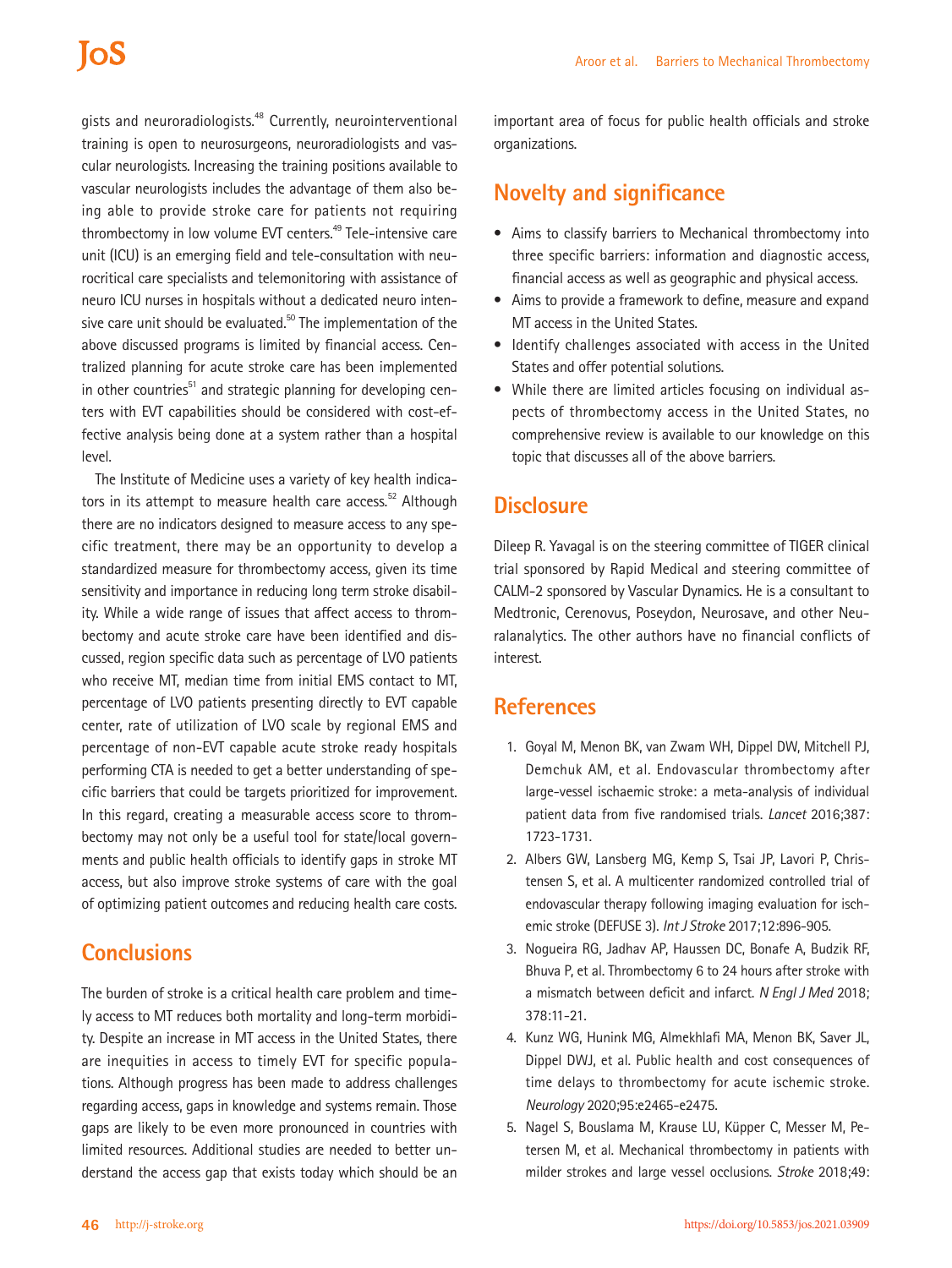gists and neuroradiologists.[48] Currently, neurointerventional training is open to neurosurgeons, neuroradiologists and vascular neurologists. Increasing the training positions available to vascular neurologists includes the advantage of them also being able to provide stroke care for patients not requiring thrombectomy in low volume EVT centers.[49] Tele-intensive care unit (ICU) is an emerging field and tele-consultation with neurocritical care specialists and telemonitoring with assistance of neuro ICU nurses in hospitals without a dedicated neuro intensive care unit should be evaluated.[50] The implementation of the above discussed programs is limited by financial access. Centralized planning for acute stroke care has been implemented in other countries[51] and strategic planning for developing centers with EVT capabilities should be considered with cost-effective analysis being done at a system rather than a hospital level.

The Institute of Medicine uses a variety of key health indicators in its attempt to measure health care access.[52] Although there are no indicators designed to measure access to any specific treatment, there may be an opportunity to develop a standardized measure for thrombectomy access, given its time sensitivity and importance in reducing long term stroke disability. While a wide range of issues that affect access to thrombectomy and acute stroke care have been identified and discussed, region specific data such as percentage of LVO patients who receive MT, median time from initial EMS contact to MT, percentage of LVO patients presenting directly to EVT capable center, rate of utilization of LVO scale by regional EMS and percentage of non-EVT capable acute stroke ready hospitals performing CTA is needed to get a better understanding of specific barriers that could be targets prioritized for improvement. In this regard, creating a measurable access score to thrombectomy may not only be a useful tool for state/local governments and public health officials to identify gaps in stroke MT access, but also improve stroke systems of care with the goal of optimizing patient outcomes and reducing health care costs.

## Conclusions

The burden of stroke is a critical health care problem and timely access to MT reduces both mortality and long-term morbidity. Despite an increase in MT access in the United States, there are inequities in access to timely EVT for specific populations. Although progress has been made to address challenges regarding access, gaps in knowledge and systems remain. Those gaps are likely to be even more pronounced in countries with limited resources. Additional studies are needed to better understand the access gap that exists today which should be an important area of focus for public health officials and stroke organizations.

## Novelty and significance

- Aims to classify barriers to Mechanical thrombectomy into three specific barriers: information and diagnostic access, financial access as well as geographic and physical access.
- Aims to provide a framework to define, measure and expand MT access in the United States.
- Identify challenges associated with access in the United States and offer potential solutions.
- While there are limited articles focusing on individual aspects of thrombectomy access in the United States, no comprehensive review is available to our knowledge on this topic that discusses all of the above barriers.

## Disclosure

Dileep R. Yavagal is on the steering committee of TIGER clinical trial sponsored by Rapid Medical and steering committee of CALM-2 sponsored by Vascular Dynamics. He is a consultant to Medtronic, Cerenovus, Poseydon, Neurosave, and other Neuralanalytics. The other authors have no financial conflicts of interest.

## References

1. Goyal M, Menon BK, van Zwam WH, Dippel DW, Mitchell PJ, Demchuk AM, et al. Endovascular thrombectomy after large-vessel ischaemic stroke: a meta-analysis of individual patient data from five randomised trials. *Lancet* 2016;387:1723-1731.
2. Albers GW, Lansberg MG, Kemp S, Tsai JP, Lavori P, Christensen S, et al. A multicenter randomized controlled trial of endovascular therapy following imaging evaluation for ischemic stroke (DEFUSE 3). *Int J Stroke* 2017;12:896-905.
3. Nogueira RG, Jadhav AP, Haussen DC, Bonafe A, Budzik RF, Bhuva P, et al. Thrombectomy 6 to 24 hours after stroke with a mismatch between deficit and infarct. *N Engl J Med* 2018;378:11-21.
4. Kunz WG, Hunink MG, Almekhlafi MA, Menon BK, Saver JL, Dippel DWJ, et al. Public health and cost consequences of time delays to thrombectomy for acute ischemic stroke. *Neurology* 2020;95:e2465-e2475.
5. Nagel S, Bouslama M, Krause LU, Küpper C, Messer M, Petersen M, et al. Mechanical thrombectomy in patients with milder strokes and large vessel occlusions. *Stroke* 2018;49: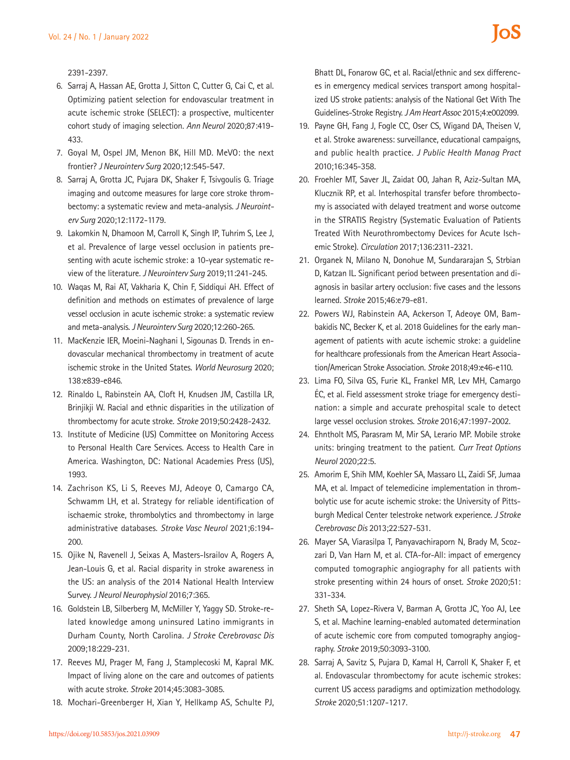2391-2397.

6. Sarraj A, Hassan AE, Grotta J, Sitton C, Cutter G, Cai C, et al. Optimizing patient selection for endovascular treatment in acute ischemic stroke (SELECT): a prospective, multicenter cohort study of imaging selection. *Ann Neurol* 2020;87:419-433.
7. Goyal M, Ospel JM, Menon BK, Hill MD. MeVO: the next frontier? *J Neurointerv Surg* 2020;12:545-547.
8. Sarraj A, Grotta JC, Pujara DK, Shaker F, Tsivgoulis G. Triage imaging and outcome measures for large core stroke thrombectomy: a systematic review and meta-analysis. *J Neurointerv Surg* 2020;12:1172-1179.
9. Lakomkin N, Dhamoon M, Carroll K, Singh IP, Tuhrim S, Lee J, et al. Prevalence of large vessel occlusion in patients presenting with acute ischemic stroke: a 10-year systematic review of the literature. *J Neurointerv Surg* 2019;11:241-245.
10. Waqas M, Rai AT, Vakharia K, Chin F, Siddiqui AH. Effect of definition and methods on estimates of prevalence of large vessel occlusion in acute ischemic stroke: a systematic review and meta-analysis. *J Neurointerv Surg* 2020;12:260-265.
11. MacKenzie IER, Moeini-Naghani I, Sigounas D. Trends in endovascular mechanical thrombectomy in treatment of acute ischemic stroke in the United States. *World Neurosurg* 2020; 138:e839-e846.
12. Rinaldo L, Rabinstein AA, Cloft H, Knudsen JM, Castilla LR, Brinjikji W. Racial and ethnic disparities in the utilization of thrombectomy for acute stroke. *Stroke* 2019;50:2428-2432.
13. Institute of Medicine (US) Committee on Monitoring Access to Personal Health Care Services. Access to Health Care in America. Washington, DC: National Academies Press (US), 1993.
14. Zachrison KS, Li S, Reeves MJ, Adeoye O, Camargo CA, Schwamm LH, et al. Strategy for reliable identification of ischaemic stroke, thrombolytics and thrombectomy in large administrative databases. *Stroke Vasc Neurol* 2021;6:194-200.
15. Ojike N, Ravenell J, Seixas A, Masters-Israilov A, Rogers A, Jean-Louis G, et al. Racial disparity in stroke awareness in the US: an analysis of the 2014 National Health Interview Survey. *J Neurol Neurophysiol* 2016;7:365.
16. Goldstein LB, Silberberg M, McMiller Y, Yaggy SD. Stroke-related knowledge among uninsured Latino immigrants in Durham County, North Carolina. *J Stroke Cerebrovasc Dis* 2009;18:229-231.
17. Reeves MJ, Prager M, Fang J, Stamplecoski M, Kapral MK. Impact of living alone on the care and outcomes of patients with acute stroke. *Stroke* 2014;45:3083-3085.
18. Mochari-Greenberger H, Xian Y, Hellkamp AS, Schulte PJ, Bhatt DL, Fonarow GC, et al. Racial/ethnic and sex differences in emergency medical services transport among hospitalized US stroke patients: analysis of the National Get With The Guidelines-Stroke Registry. *J Am Heart Assoc* 2015;4:e002099.
19. Payne GH, Fang J, Fogle CC, Oser CS, Wigand DA, Theisen V, et al. Stroke awareness: surveillance, educational campaigns, and public health practice. *J Public Health Manag Pract* 2010;16:345-358.
20. Froehler MT, Saver JL, Zaidat OO, Jahan R, Aziz-Sultan MA, Klucznik RP, et al. Interhospital transfer before thrombectomy is associated with delayed treatment and worse outcome in the STRATIS Registry (Systematic Evaluation of Patients Treated With Neurothrombectomy Devices for Acute Ischemic Stroke). *Circulation* 2017;136:2311-2321.
21. Organek N, Milano N, Donohue M, Sundararajan S, Strbian D, Katzan IL. Significant period between presentation and diagnosis in basilar artery occlusion: five cases and the lessons learned. *Stroke* 2015;46:e79-e81.
22. Powers WJ, Rabinstein AA, Ackerson T, Adeoye OM, Bambakidis NC, Becker K, et al. 2018 Guidelines for the early management of patients with acute ischemic stroke: a guideline for healthcare professionals from the American Heart Association/American Stroke Association. *Stroke* 2018;49:e46-e110.
23. Lima FO, Silva GS, Furie KL, Frankel MR, Lev MH, Camargo ÉC, et al. Field assessment stroke triage for emergency destination: a simple and accurate prehospital scale to detect large vessel occlusion strokes. *Stroke* 2016;47:1997-2002.
24. Ehntholt MS, Parasram M, Mir SA, Lerario MP. Mobile stroke units: bringing treatment to the patient. *Curr Treat Options Neurol* 2020;22:5.
25. Amorim E, Shih MM, Koehler SA, Massaro LL, Zaidi SF, Jumaa MA, et al. Impact of telemedicine implementation in thrombolytic use for acute ischemic stroke: the University of Pittsburgh Medical Center telestroke network experience. *J Stroke Cerebrovasc Dis* 2013;22:527-531.
26. Mayer SA, Viarasilpa T, Panyavachiraporn N, Brady M, Scozzari D, Van Harn M, et al. CTA-for-All: impact of emergency computed tomographic angiography for all patients with stroke presenting within 24 hours of onset. *Stroke* 2020;51: 331-334.
27. Sheth SA, Lopez-Rivera V, Barman A, Grotta JC, Yoo AJ, Lee S, et al. Machine learning-enabled automated determination of acute ischemic core from computed tomography angiography. *Stroke* 2019;50:3093-3100.
28. Sarraj A, Savitz S, Pujara D, Kamal H, Carroll K, Shaker F, et al. Endovascular thrombectomy for acute ischemic strokes: current US access paradigms and optimization methodology. *Stroke* 2020;51:1207-1217.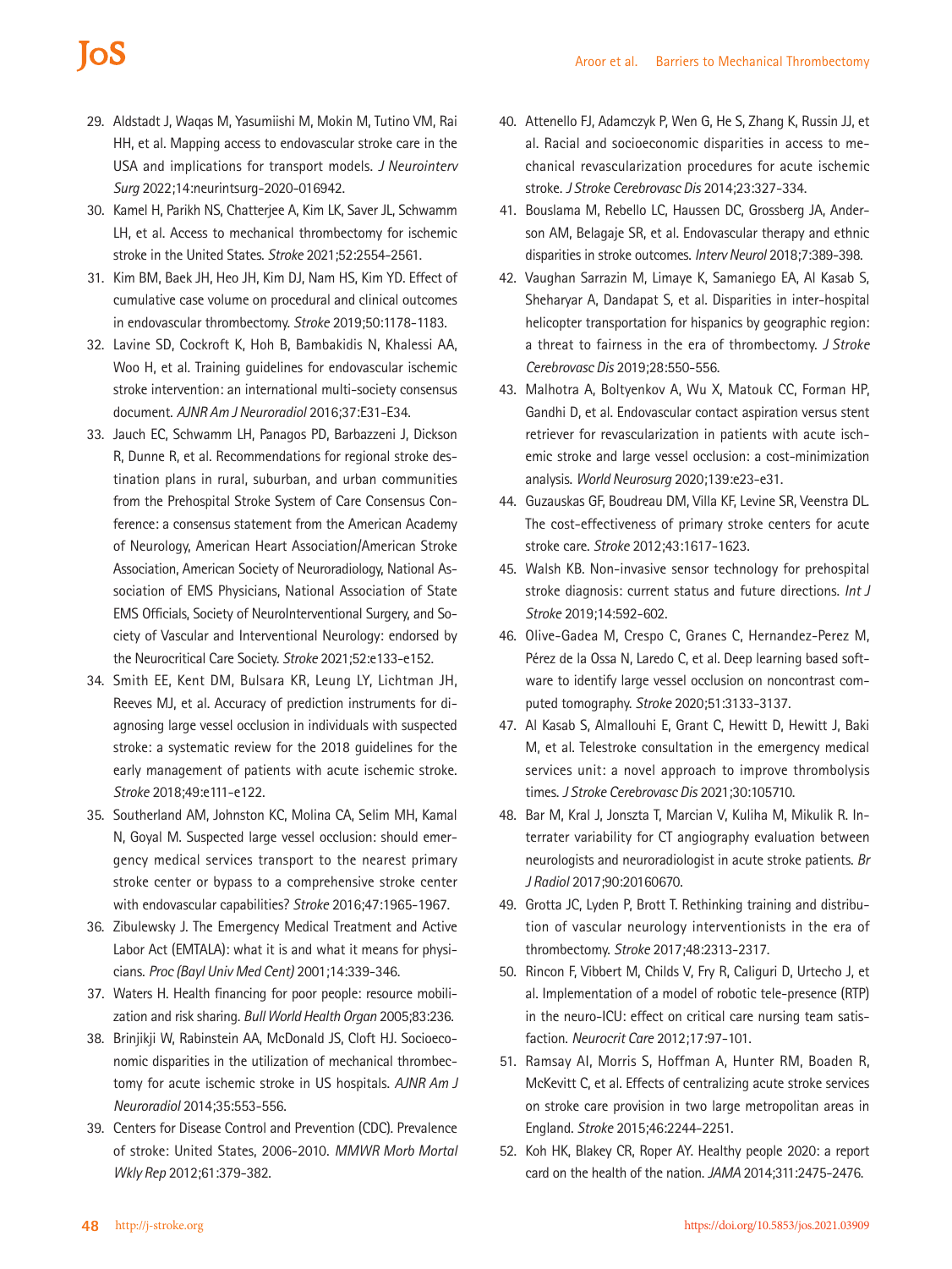29. Aldstadt J, Waqas M, Yasumiishi M, Mokin M, Tutino VM, Rai HH, et al. Mapping access to endovascular stroke care in the USA and implications for transport models. *J Neurointerv Surg* 2022;14:neurintsurg-2020-016942.
30. Kamel H, Parikh NS, Chatterjee A, Kim LK, Saver JL, Schwamm LH, et al. Access to mechanical thrombectomy for ischemic stroke in the United States. *Stroke* 2021;52:2554-2561.
31. Kim BM, Baek JH, Heo JH, Kim DJ, Nam HS, Kim YD. Effect of cumulative case volume on procedural and clinical outcomes in endovascular thrombectomy. *Stroke* 2019;50:1178-1183.
32. Lavine SD, Cockroft K, Hoh B, Bambakidis N, Khalessi AA, Woo H, et al. Training guidelines for endovascular ischemic stroke intervention: an international multi-society consensus document. *AJNR Am J Neuroradiol* 2016;37:E31-E34.
33. Jauch EC, Schwamm LH, Panagos PD, Barbazzeni J, Dickson R, Dunne R, et al. Recommendations for regional stroke destination plans in rural, suburban, and urban communities from the Prehospital Stroke System of Care Consensus Conference: a consensus statement from the American Academy of Neurology, American Heart Association/American Stroke Association, American Society of Neuroradiology, National Association of EMS Physicians, National Association of State EMS Officials, Society of NeuroInterventional Surgery, and Society of Vascular and Interventional Neurology: endorsed by the Neurocritical Care Society. *Stroke* 2021;52:e133-e152.
34. Smith EE, Kent DM, Bulsara KR, Leung LY, Lichtman JH, Reeves MJ, et al. Accuracy of prediction instruments for diagnosing large vessel occlusion in individuals with suspected stroke: a systematic review for the 2018 guidelines for the early management of patients with acute ischemic stroke. *Stroke* 2018;49:e111-e122.
35. Southerland AM, Johnston KC, Molina CA, Selim MH, Kamal N, Goyal M. Suspected large vessel occlusion: should emergency medical services transport to the nearest primary stroke center or bypass to a comprehensive stroke center with endovascular capabilities? *Stroke* 2016;47:1965-1967.
36. Zibulewsky J. The Emergency Medical Treatment and Active Labor Act (EMTALA): what it is and what it means for physicians. *Proc (Bayl Univ Med Cent)* 2001;14:339-346.
37. Waters H. Health financing for poor people: resource mobilization and risk sharing. *Bull World Health Organ* 2005;83:236.
38. Brinjikji W, Rabinstein AA, McDonald JS, Cloft HJ. Socioeconomic disparities in the utilization of mechanical thrombectomy for acute ischemic stroke in US hospitals. *AJNR Am J Neuroradiol* 2014;35:553-556.
39. Centers for Disease Control and Prevention (CDC). Prevalence of stroke: United States, 2006-2010. *MMWR Morb Mortal Wkly Rep* 2012;61:379-382.
40. Attenello FJ, Adamczyk P, Wen G, He S, Zhang K, Russin JJ, et al. Racial and socioeconomic disparities in access to mechanical revascularization procedures for acute ischemic stroke. *J Stroke Cerebrovasc Dis* 2014;23:327-334.
41. Bouslama M, Rebello LC, Haussen DC, Grossberg JA, Anderson AM, Belagaje SR, et al. Endovascular therapy and ethnic disparities in stroke outcomes. *Interv Neurol* 2018;7:389-398.
42. Vaughan Sarrazin M, Limaye K, Samaniego EA, Al Kasab S, Sheharyar A, Dandapat S, et al. Disparities in inter-hospital helicopter transportation for hispanics by geographic region: a threat to fairness in the era of thrombectomy. *J Stroke Cerebrovasc Dis* 2019;28:550-556.
43. Malhotra A, Boltyenkov A, Wu X, Matouk CC, Forman HP, Gandhi D, et al. Endovascular contact aspiration versus stent retriever for revascularization in patients with acute ischemic stroke and large vessel occlusion: a cost-minimization analysis. *World Neurosurg* 2020;139:e23-e31.
44. Guzauskas GF, Boudreau DM, Villa KF, Levine SR, Veenstra DL. The cost-effectiveness of primary stroke centers for acute stroke care. *Stroke* 2012;43:1617-1623.
45. Walsh KB. Non-invasive sensor technology for prehospital stroke diagnosis: current status and future directions. *Int J Stroke* 2019;14:592-602.
46. Olive-Gadea M, Crespo C, Granes C, Hernandez-Perez M, Pérez de la Ossa N, Laredo C, et al. Deep learning based software to identify large vessel occlusion on noncontrast computed tomography. *Stroke* 2020;51:3133-3137.
47. Al Kasab S, Almallouhi E, Grant C, Hewitt D, Hewitt J, Baki M, et al. Telestroke consultation in the emergency medical services unit: a novel approach to improve thrombolysis times. *J Stroke Cerebrovasc Dis* 2021;30:105710.
48. Bar M, Kral J, Jonszta T, Marcian V, Kuliha M, Mikulik R. Interrater variability for CT angiography evaluation between neurologists and neuroradiologist in acute stroke patients. *Br J Radiol* 2017;90:20160670.
49. Grotta JC, Lyden P, Brott T. Rethinking training and distribution of vascular neurology interventionists in the era of thrombectomy. *Stroke* 2017;48:2313-2317.
50. Rincon F, Vibbert M, Childs V, Fry R, Caliguri D, Urtecho J, et al. Implementation of a model of robotic tele-presence (RTP) in the neuro-ICU: effect on critical care nursing team satisfaction. *Neurocrit Care* 2012;17:97-101.
51. Ramsay AI, Morris S, Hoffman A, Hunter RM, Boaden R, McKevitt C, et al. Effects of centralizing acute stroke services on stroke care provision in two large metropolitan areas in England. *Stroke* 2015;46:2244-2251.
52. Koh HK, Blakey CR, Roper AY. Healthy people 2020: a report card on the health of the nation. *JAMA* 2014;311:2475-2476.